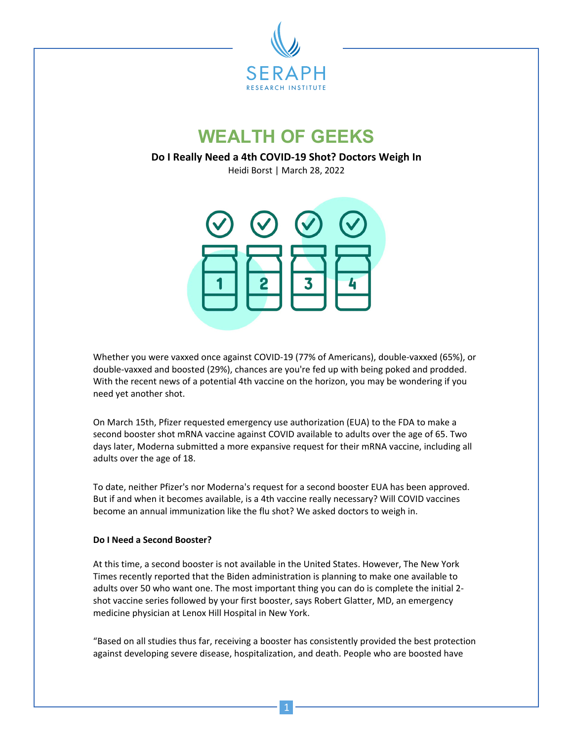SERAPH
RESEARCH INSTITUTE

# WEALTH OF GEEKS

**Do I Really Need a 4th COVID-19 Shot? Doctors Weigh In**

Heidi Borst | March 28, 2022

Whether you were vaxxed once against COVID-19 (77% of Americans), double-vaxxed (65%), or double-vaxxed and boosted (29%), chances are you're fed up with being poked and prodded. With the recent news of a potential 4th vaccine on the horizon, you may be wondering if you need yet another shot.

On March 15th, Pfizer requested emergency use authorization (EUA) to the FDA to make a second booster shot mRNA vaccine against COVID available to adults over the age of 65. Two days later, Moderna submitted a more expansive request for their mRNA vaccine, including all adults over the age of 18.

To date, neither Pfizer's nor Moderna's request for a second booster EUA has been approved. But if and when it becomes available, is a 4th vaccine really necessary? Will COVID vaccines become an annual immunization like the flu shot? We asked doctors to weigh in.

**Do I Need a Second Booster?**

At this time, a second booster is not available in the United States. However, The New York Times recently reported that the Biden administration is planning to make one available to adults over 50 who want one. The most important thing you can do is complete the initial 2-shot vaccine series followed by your first booster, says Robert Glatter, MD, an emergency medicine physician at Lenox Hill Hospital in New York.

"Based on all studies thus far, receiving a booster has consistently provided the best protection against developing severe disease, hospitalization, and death. People who are boosted have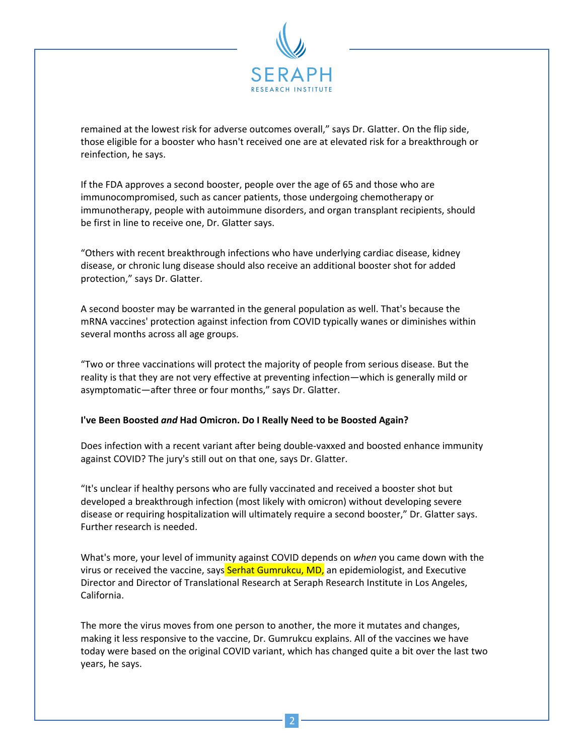remained at the lowest risk for adverse outcomes overall," says Dr. Glatter. On the flip side, those eligible for a booster who hasn't received one are at elevated risk for a breakthrough or reinfection, he says.

If the FDA approves a second booster, people over the age of 65 and those who are immunocompromised, such as cancer patients, those undergoing chemotherapy or immunotherapy, people with autoimmune disorders, and organ transplant recipients, should be first in line to receive one, Dr. Glatter says.

"Others with recent breakthrough infections who have underlying cardiac disease, kidney disease, or chronic lung disease should also receive an additional booster shot for added protection," says Dr. Glatter.

A second booster may be warranted in the general population as well. That's because the mRNA vaccines' protection against infection from COVID typically wanes or diminishes within several months across all age groups.

"Two or three vaccinations will protect the majority of people from serious disease. But the reality is that they are not very effective at preventing infection—which is generally mild or asymptomatic—after three or four months," says Dr. Glatter.

**I've Been Boosted *and* Had Omicron. Do I Really Need to be Boosted Again?**

Does infection with a recent variant after being double-vaxxed and boosted enhance immunity against COVID? The jury's still out on that one, says Dr. Glatter.

"It's unclear if healthy persons who are fully vaccinated and received a booster shot but developed a breakthrough infection (most likely with omicron) without developing severe disease or requiring hospitalization will ultimately require a second booster," Dr. Glatter says. Further research is needed.

What's more, your level of immunity against COVID depends on *when* you came down with the virus or received the vaccine, says Serhat Gumrukcu, MD, an epidemiologist, and Executive Director and Director of Translational Research at Seraph Research Institute in Los Angeles, California.

The more the virus moves from one person to another, the more it mutates and changes, making it less responsive to the vaccine, Dr. Gumrukcu explains. All of the vaccines we have today were based on the original COVID variant, which has changed quite a bit over the last two years, he says.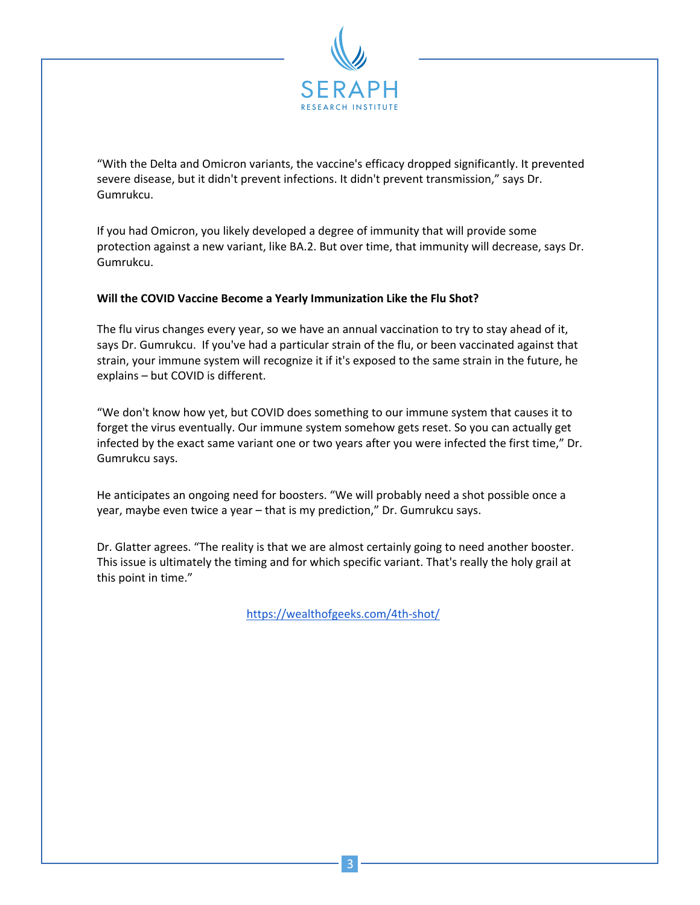"With the Delta and Omicron variants, the vaccine's efficacy dropped significantly. It prevented severe disease, but it didn't prevent infections. It didn't prevent transmission," says Dr. Gumrukcu.

If you had Omicron, you likely developed a degree of immunity that will provide some protection against a new variant, like BA.2. But over time, that immunity will decrease, says Dr. Gumrukcu.

**Will the COVID Vaccine Become a Yearly Immunization Like the Flu Shot?**

The flu virus changes every year, so we have an annual vaccination to try to stay ahead of it, says Dr. Gumrukcu. If you've had a particular strain of the flu, or been vaccinated against that strain, your immune system will recognize it if it's exposed to the same strain in the future, he explains – but COVID is different.

"We don't know how yet, but COVID does something to our immune system that causes it to forget the virus eventually. Our immune system somehow gets reset. So you can actually get infected by the exact same variant one or two years after you were infected the first time," Dr. Gumrukcu says.

He anticipates an ongoing need for boosters. "We will probably need a shot possible once a year, maybe even twice a year – that is my prediction," Dr. Gumrukcu says.

Dr. Glatter agrees. "The reality is that we are almost certainly going to need another booster. This issue is ultimately the timing and for which specific variant. That's really the holy grail at this point in time."

https://wealthofgeeks.com/4th-shot/